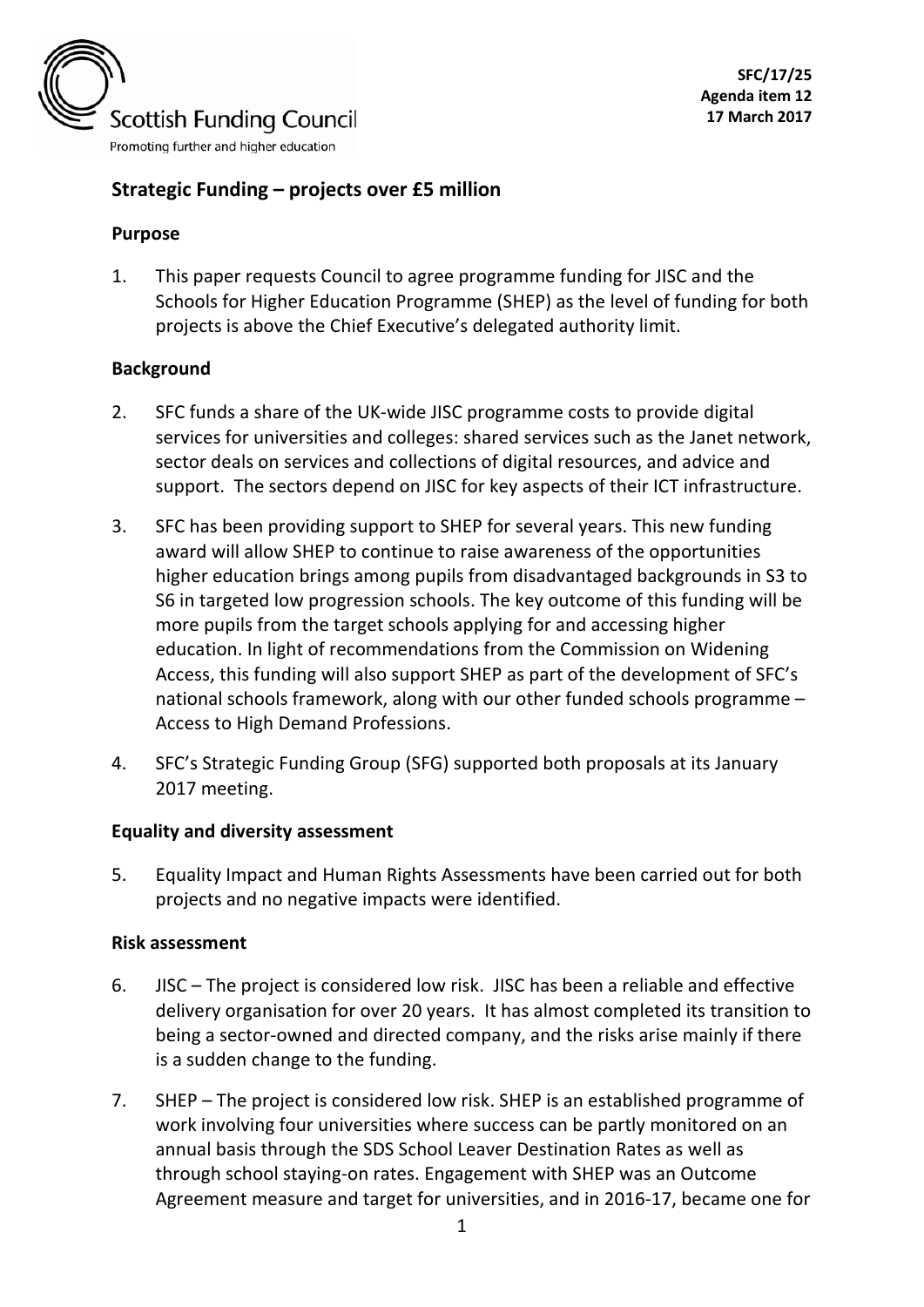SFC/17/25
Agenda item 12
17 March 2017

## Strategic Funding – projects over £5 million

### Purpose

1. This paper requests Council to agree programme funding for JISC and the Schools for Higher Education Programme (SHEP) as the level of funding for both projects is above the Chief Executive's delegated authority limit.

### Background

2. SFC funds a share of the UK-wide JISC programme costs to provide digital services for universities and colleges: shared services such as the Janet network, sector deals on services and collections of digital resources, and advice and support. The sectors depend on JISC for key aspects of their ICT infrastructure.

3. SFC has been providing support to SHEP for several years. This new funding award will allow SHEP to continue to raise awareness of the opportunities higher education brings among pupils from disadvantaged backgrounds in S3 to S6 in targeted low progression schools. The key outcome of this funding will be more pupils from the target schools applying for and accessing higher education. In light of recommendations from the Commission on Widening Access, this funding will also support SHEP as part of the development of SFC's national schools framework, along with our other funded schools programme – Access to High Demand Professions.

4. SFC's Strategic Funding Group (SFG) supported both proposals at its January 2017 meeting.

### Equality and diversity assessment

5. Equality Impact and Human Rights Assessments have been carried out for both projects and no negative impacts were identified.

### Risk assessment

6. JISC – The project is considered low risk. JISC has been a reliable and effective delivery organisation for over 20 years. It has almost completed its transition to being a sector-owned and directed company, and the risks arise mainly if there is a sudden change to the funding.

7. SHEP – The project is considered low risk. SHEP is an established programme of work involving four universities where success can be partly monitored on an annual basis through the SDS School Leaver Destination Rates as well as through school staying-on rates. Engagement with SHEP was an Outcome Agreement measure and target for universities, and in 2016-17, became one for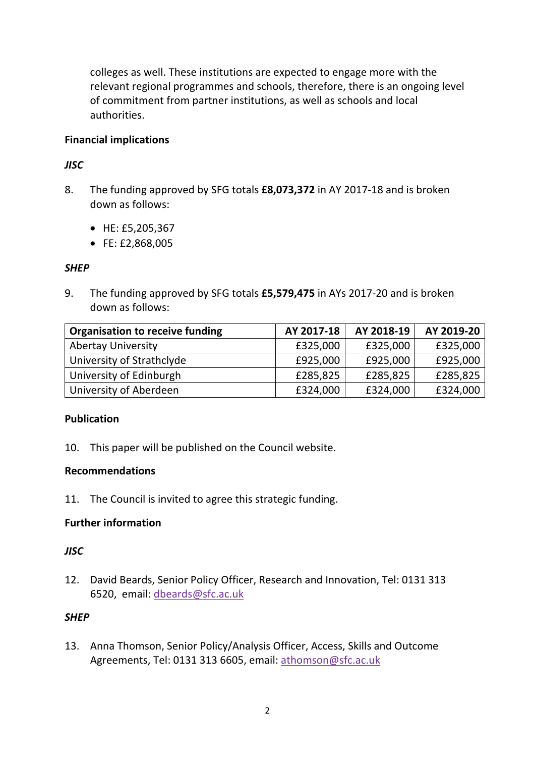colleges as well. These institutions are expected to engage more with the relevant regional programmes and schools, therefore, there is an ongoing level of commitment from partner institutions, as well as schools and local authorities.

**Financial implications**

***JISC***

8. The funding approved by SFG totals **£8,073,372** in AY 2017-18 and is broken down as follows:

- HE: £5,205,367
- FE: £2,868,005

***SHEP***

9. The funding approved by SFG totals **£5,579,475** in AYs 2017-20 and is broken down as follows:

| Organisation to receive funding | AY 2017-18 | AY 2018-19 | AY 2019-20 |
|---|---|---|---|
| Abertay University | £325,000 | £325,000 | £325,000 |
| University of Strathclyde | £925,000 | £925,000 | £925,000 |
| University of Edinburgh | £285,825 | £285,825 | £285,825 |
| University of Aberdeen | £324,000 | £324,000 | £324,000 |

**Publication**

10. This paper will be published on the Council website.

**Recommendations**

11. The Council is invited to agree this strategic funding.

**Further information**

***JISC***

12. David Beards, Senior Policy Officer, Research and Innovation, Tel: 0131 313 6520, email: dbeards@sfc.ac.uk

***SHEP***

13. Anna Thomson, Senior Policy/Analysis Officer, Access, Skills and Outcome Agreements, Tel: 0131 313 6605, email: athomson@sfc.ac.uk